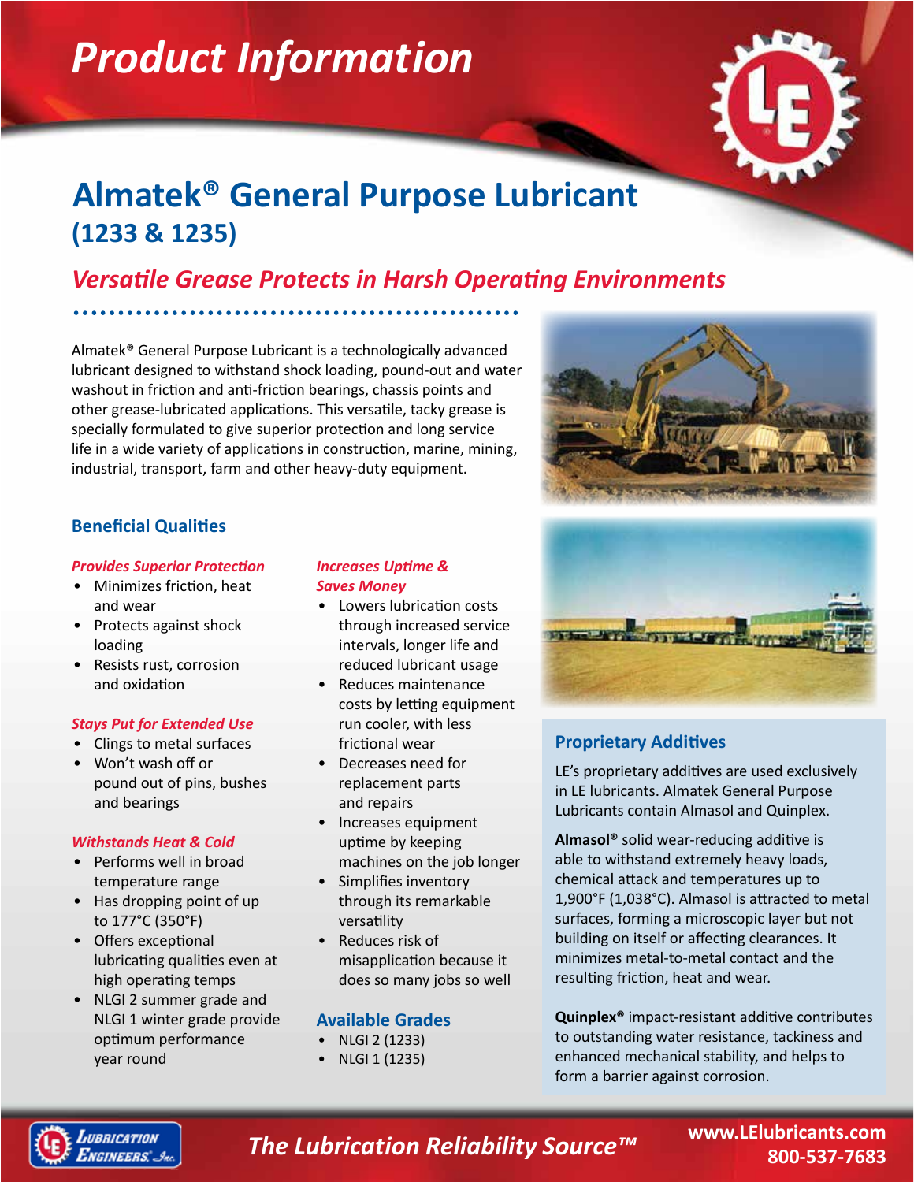# Product Information

## Almatek® General Purpose Lubricant (1233 & 1235)

### *Versatile Grease Protects in Harsh Operating Environments*

Almatek® General Purpose Lubricant is a technologically advanced lubricant designed to withstand shock loading, pound-out and water washout in friction and anti-friction bearings, chassis points and other grease-lubricated applications. This versatile, tacky grease is specially formulated to give superior protection and long service life in a wide variety of applications in construction, marine, mining, industrial, transport, farm and other heavy-duty equipment.

### Beneficial Qualities

***Provides Superior Protection***

- Minimizes friction, heat and wear
- Protects against shock loading
- Resists rust, corrosion and oxidation

***Stays Put for Extended Use***

- Clings to metal surfaces
- Won't wash off or pound out of pins, bushes and bearings

***Withstands Heat & Cold***

- Performs well in broad temperature range
- Has dropping point of up to 177°C (350°F)
- Offers exceptional lubricating qualities even at high operating temps
- NLGI 2 summer grade and NLGI 1 winter grade provide optimum performance year round

***Increases Uptime & Saves Money***

- Lowers lubrication costs through increased service intervals, longer life and reduced lubricant usage
- Reduces maintenance costs by letting equipment run cooler, with less frictional wear
- Decreases need for replacement parts and repairs
- Increases equipment uptime by keeping machines on the job longer
- Simplifies inventory through its remarkable versatility
- Reduces risk of misapplication because it does so many jobs so well

### Available Grades

- NLGI 2 (1233)
- NLGI 1 (1235)

### Proprietary Additives

LE's proprietary additives are used exclusively in LE lubricants. Almatek General Purpose Lubricants contain Almasol and Quinplex.

**Almasol®** solid wear-reducing additive is able to withstand extremely heavy loads, chemical attack and temperatures up to 1,900°F (1,038°C). Almasol is attracted to metal surfaces, forming a microscopic layer but not building on itself or affecting clearances. It minimizes metal-to-metal contact and the resulting friction, heat and wear.

**Quinplex®** impact-resistant additive contributes to outstanding water resistance, tackiness and enhanced mechanical stability, and helps to form a barrier against corrosion.

*The Lubrication Reliability Source™*

www.LElubricants.com
800-537-7683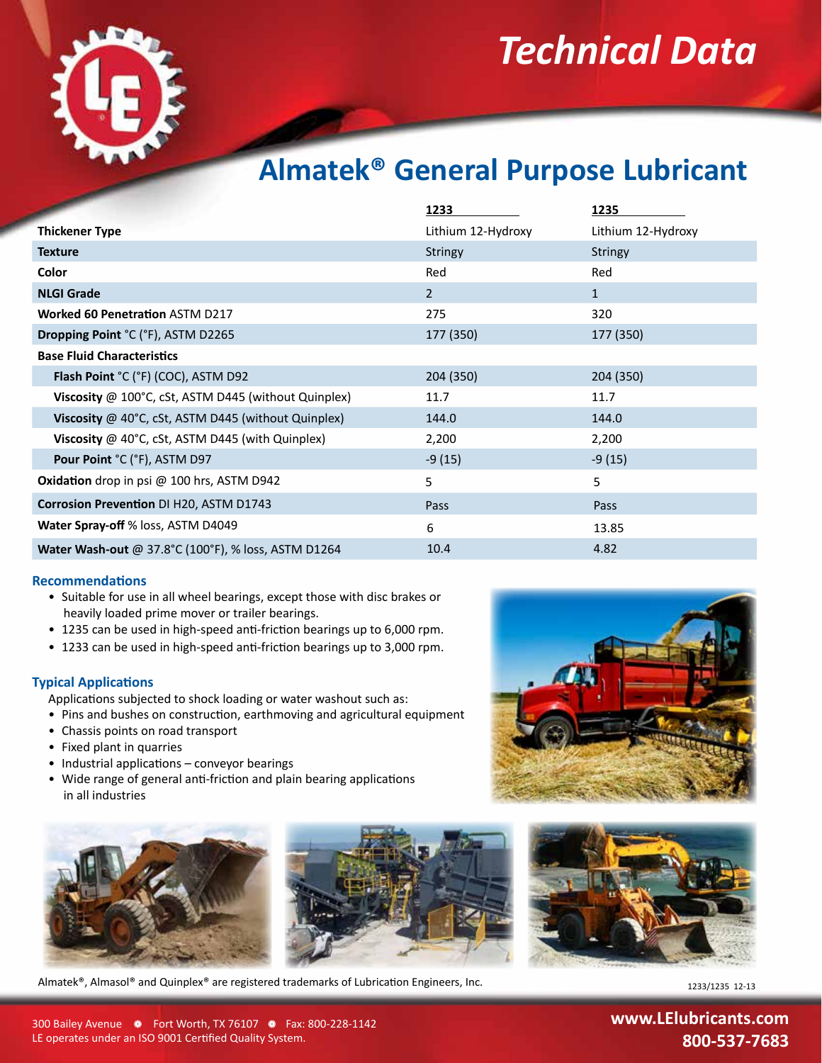# Technical Data

## Almatek® General Purpose Lubricant

| | 1233 | 1235 |
|---|---|---|
| **Thickener Type** | Lithium 12-Hydroxy | Lithium 12-Hydroxy |
| **Texture** | Stringy | Stringy |
| **Color** | Red | Red |
| **NLGI Grade** | 2 | 1 |
| **Worked 60 Penetration** ASTM D217 | 275 | 320 |
| **Dropping Point** °C (°F), ASTM D2265 | 177 (350) | 177 (350) |
| **Base Fluid Characteristics** | | |
| **Flash Point** °C (°F) (COC), ASTM D92 | 204 (350) | 204 (350) |
| **Viscosity** @ 100°C, cSt, ASTM D445 (without Quinplex) | 11.7 | 11.7 |
| **Viscosity** @ 40°C, cSt, ASTM D445 (without Quinplex) | 144.0 | 144.0 |
| **Viscosity** @ 40°C, cSt, ASTM D445 (with Quinplex) | 2,200 | 2,200 |
| **Pour Point** °C (°F), ASTM D97 | -9 (15) | -9 (15) |
| **Oxidation** drop in psi @ 100 hrs, ASTM D942 | 5 | 5 |
| **Corrosion Prevention** DI H20, ASTM D1743 | Pass | Pass |
| **Water Spray-off** % loss, ASTM D4049 | 6 | 13.85 |
| **Water Wash-out** @ 37.8°C (100°F), % loss, ASTM D1264 | 10.4 | 4.82 |

### Recommendations

- Suitable for use in all wheel bearings, except those with disc brakes or heavily loaded prime mover or trailer bearings.
- 1235 can be used in high-speed anti-friction bearings up to 6,000 rpm.
- 1233 can be used in high-speed anti-friction bearings up to 3,000 rpm.

### Typical Applications

Applications subjected to shock loading or water washout such as:

- Pins and bushes on construction, earthmoving and agricultural equipment
- Chassis points on road transport
- Fixed plant in quarries
- Industrial applications – conveyor bearings
- Wide range of general anti-friction and plain bearing applications in all industries

Almatek®, Almasol® and Quinplex® are registered trademarks of Lubrication Engineers, Inc.

1233/1235 12-13

300 Bailey Avenue • Fort Worth, TX 76107 • Fax: 800-228-1142
LE operates under an ISO 9001 Certified Quality System.

www.LElubricants.com
800-537-7683